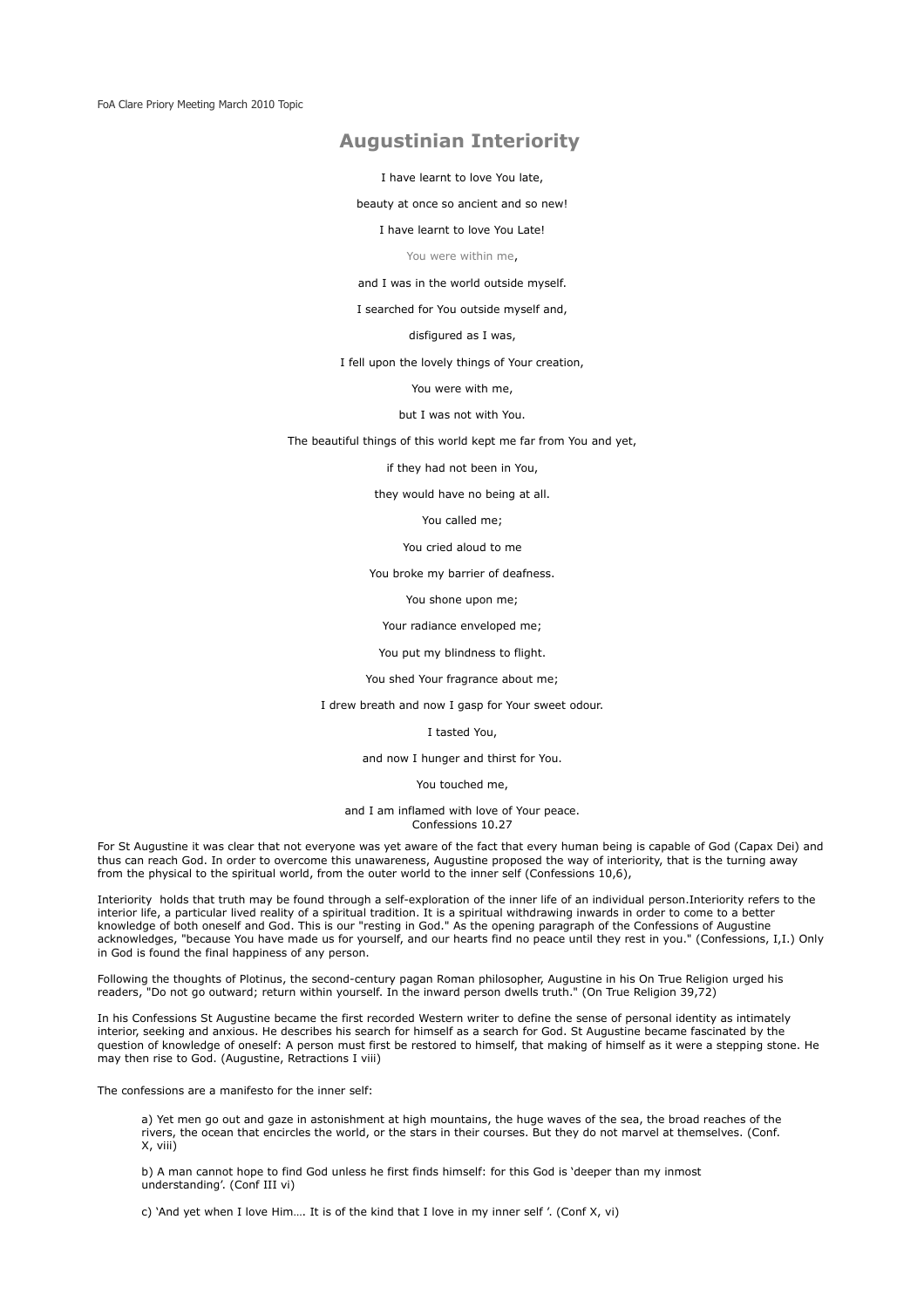FoA Clare Priory Meeting March 2010 Topic

# Augustinian Interiority

I have learnt to love You late,

beauty at once so ancient and so new!

I have learnt to love You Late!

You were within me,

and I was in the world outside myself.

I searched for You outside myself and,

disfigured as I was,

I fell upon the lovely things of Your creation,

You were with me,

but I was not with You.

The beautiful things of this world kept me far from You and yet,

if they had not been in You,

they would have no being at all.

You called me;

You cried aloud to me

You broke my barrier of deafness.

You shone upon me;

Your radiance enveloped me;

You put my blindness to flight.

You shed Your fragrance about me;

I drew breath and now I gasp for Your sweet odour.

I tasted You,

and now I hunger and thirst for You.

You touched me,

and I am inflamed with love of Your peace.
Confessions 10.27

For St Augustine it was clear that not everyone was yet aware of the fact that every human being is capable of God (Capax Dei) and thus can reach God. In order to overcome this unawareness, Augustine proposed the way of interiority, that is the turning away from the physical to the spiritual world, from the outer world to the inner self (Confessions 10,6),

Interiority holds that truth may be found through a self-exploration of the inner life of an individual person.Interiority refers to the interior life, a particular lived reality of a spiritual tradition. It is a spiritual withdrawing inwards in order to come to a better knowledge of both oneself and God. This is our "resting in God." As the opening paragraph of the Confessions of Augustine acknowledges, "because You have made us for yourself, and our hearts find no peace until they rest in you." (Confessions, I,I.) Only in God is found the final happiness of any person.

Following the thoughts of Plotinus, the second-century pagan Roman philosopher, Augustine in his On True Religion urged his readers, "Do not go outward; return within yourself. In the inward person dwells truth." (On True Religion 39,72)

In his Confessions St Augustine became the first recorded Western writer to define the sense of personal identity as intimately interior, seeking and anxious. He describes his search for himself as a search for God. St Augustine became fascinated by the question of knowledge of oneself: A person must first be restored to himself, that making of himself as it were a stepping stone. He may then rise to God. (Augustine, Retractions I viii)

The confessions are a manifesto for the inner self:

> a) Yet men go out and gaze in astonishment at high mountains, the huge waves of the sea, the broad reaches of the rivers, the ocean that encircles the world, or the stars in their courses. But they do not marvel at themselves. (Conf. X, viii)
>
> b) A man cannot hope to find God unless he first finds himself: for this God is 'deeper than my inmost understanding'. (Conf III vi)
>
> c) 'And yet when I love Him…. It is of the kind that I love in my inner self '. (Conf X, vi)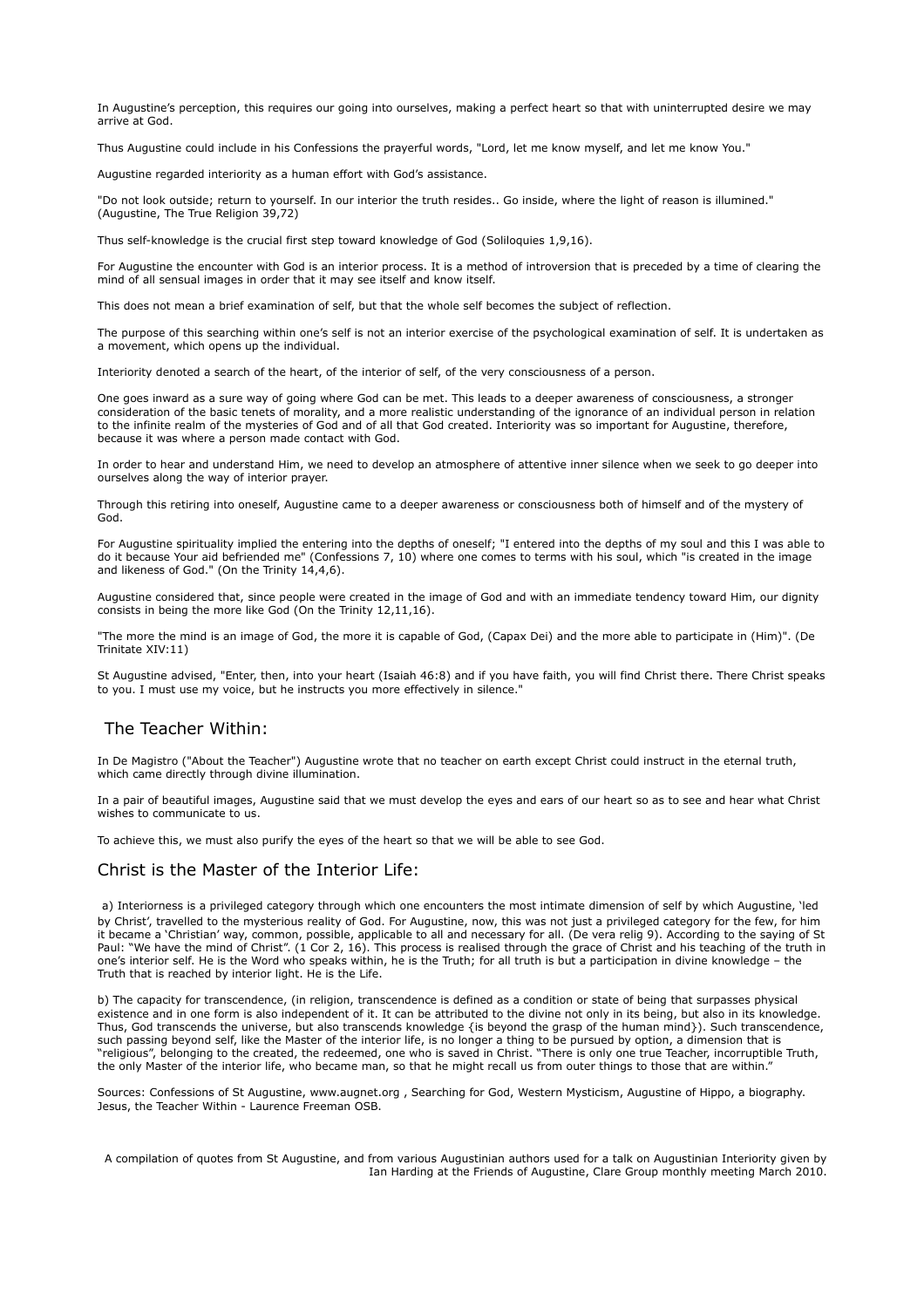In Augustine's perception, this requires our going into ourselves, making a perfect heart so that with uninterrupted desire we may arrive at God.

Thus Augustine could include in his Confessions the prayerful words, "Lord, let me know myself, and let me know You."

Augustine regarded interiority as a human effort with God's assistance.

"Do not look outside; return to yourself. In our interior the truth resides.. Go inside, where the light of reason is illumined." (Augustine, The True Religion 39,72)

Thus self-knowledge is the crucial first step toward knowledge of God (Soliloquies 1,9,16).

For Augustine the encounter with God is an interior process. It is a method of introversion that is preceded by a time of clearing the mind of all sensual images in order that it may see itself and know itself.

This does not mean a brief examination of self, but that the whole self becomes the subject of reflection.

The purpose of this searching within one's self is not an interior exercise of the psychological examination of self. It is undertaken as a movement, which opens up the individual.

Interiority denoted a search of the heart, of the interior of self, of the very consciousness of a person.

One goes inward as a sure way of going where God can be met. This leads to a deeper awareness of consciousness, a stronger consideration of the basic tenets of morality, and a more realistic understanding of the ignorance of an individual person in relation to the infinite realm of the mysteries of God and of all that God created. Interiority was so important for Augustine, therefore, because it was where a person made contact with God.

In order to hear and understand Him, we need to develop an atmosphere of attentive inner silence when we seek to go deeper into ourselves along the way of interior prayer.

Through this retiring into oneself, Augustine came to a deeper awareness or consciousness both of himself and of the mystery of God.

For Augustine spirituality implied the entering into the depths of oneself; "I entered into the depths of my soul and this I was able to do it because Your aid befriended me" (Confessions 7, 10) where one comes to terms with his soul, which "is created in the image and likeness of God." (On the Trinity 14,4,6).

Augustine considered that, since people were created in the image of God and with an immediate tendency toward Him, our dignity consists in being the more like God (On the Trinity 12,11,16).

"The more the mind is an image of God, the more it is capable of God, (Capax Dei) and the more able to participate in (Him)". (De Trinitate XIV:11)

St Augustine advised, "Enter, then, into your heart (Isaiah 46:8) and if you have faith, you will find Christ there. There Christ speaks to you. I must use my voice, but he instructs you more effectively in silence."

## The Teacher Within:

In De Magistro ("About the Teacher") Augustine wrote that no teacher on earth except Christ could instruct in the eternal truth, which came directly through divine illumination.

In a pair of beautiful images, Augustine said that we must develop the eyes and ears of our heart so as to see and hear what Christ wishes to communicate to us.

To achieve this, we must also purify the eyes of the heart so that we will be able to see God.

## Christ is the Master of the Interior Life:

a) Interiorness is a privileged category through which one encounters the most intimate dimension of self by which Augustine, 'led by Christ', travelled to the mysterious reality of God. For Augustine, now, this was not just a privileged category for the few, for him it became a 'Christian' way, common, possible, applicable to all and necessary for all. (De vera relig 9). According to the saying of St Paul: "We have the mind of Christ". (1 Cor 2, 16). This process is realised through the grace of Christ and his teaching of the truth in one's interior self. He is the Word who speaks within, he is the Truth; for all truth is but a participation in divine knowledge – the Truth that is reached by interior light. He is the Life.

b) The capacity for transcendence, (in religion, transcendence is defined as a condition or state of being that surpasses physical existence and in one form is also independent of it. It can be attributed to the divine not only in its being, but also in its knowledge. Thus, God transcends the universe, but also transcends knowledge {is beyond the grasp of the human mind}). Such transcendence, such passing beyond self, like the Master of the interior life, is no longer a thing to be pursued by option, a dimension that is "religious", belonging to the created, the redeemed, one who is saved in Christ. "There is only one true Teacher, incorruptible Truth, the only Master of the interior life, who became man, so that he might recall us from outer things to those that are within."

Sources: Confessions of St Augustine, www.augnet.org , Searching for God, Western Mysticism, Augustine of Hippo, a biography. Jesus, the Teacher Within - Laurence Freeman OSB.

A compilation of quotes from St Augustine, and from various Augustinian authors used for a talk on Augustinian Interiority given by Ian Harding at the Friends of Augustine, Clare Group monthly meeting March 2010.